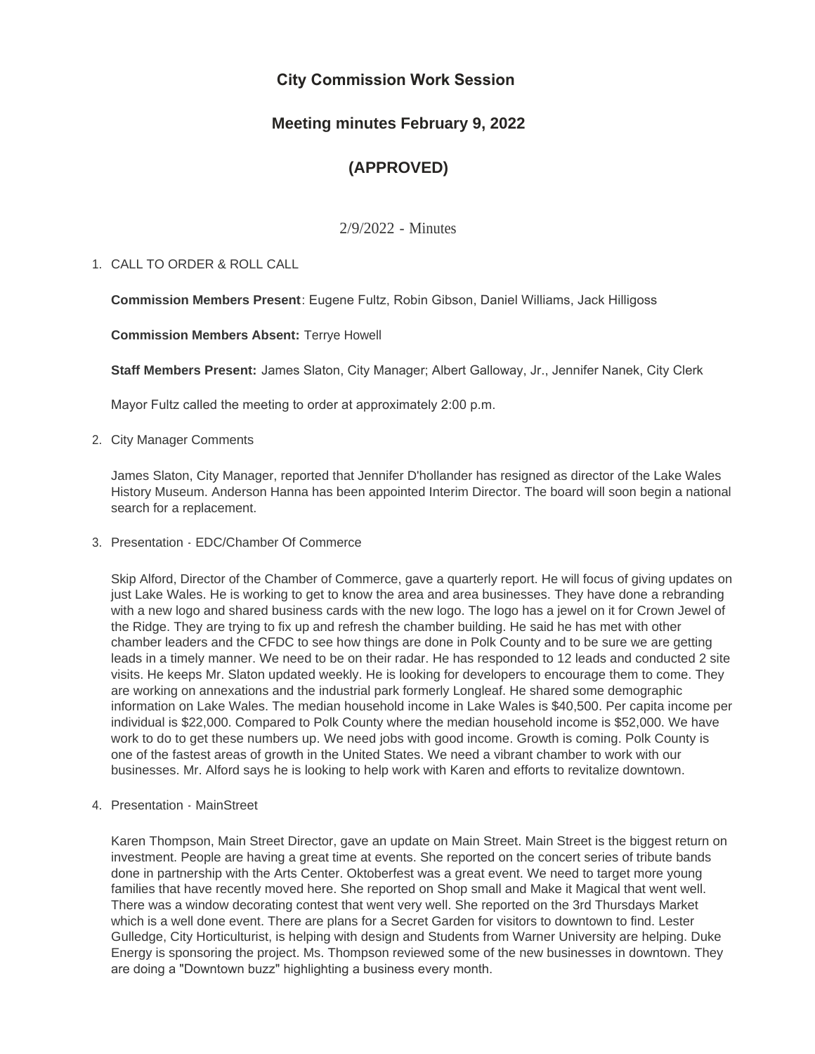# City Commission Work Session

## Meeting minutes February 9, 2022

## (APPROVED)

2/9/2022 - Minutes

1. CALL TO ORDER & ROLL CALL

   **Commission Members Present**: Eugene Fultz, Robin Gibson, Daniel Williams, Jack Hilligoss

   **Commission Members Absent:** Terrye Howell

   **Staff Members Present:** James Slaton, City Manager; Albert Galloway, Jr., Jennifer Nanek, City Clerk

   Mayor Fultz called the meeting to order at approximately 2:00 p.m.

2. City Manager Comments

   James Slaton, City Manager, reported that Jennifer D'hollander has resigned as director of the Lake Wales History Museum. Anderson Hanna has been appointed Interim Director. The board will soon begin a national search for a replacement.

3. Presentation - EDC/Chamber Of Commerce

   Skip Alford, Director of the Chamber of Commerce, gave a quarterly report. He will focus of giving updates on just Lake Wales. He is working to get to know the area and area businesses. They have done a rebranding with a new logo and shared business cards with the new logo. The logo has a jewel on it for Crown Jewel of the Ridge. They are trying to fix up and refresh the chamber building. He said he has met with other chamber leaders and the CFDC to see how things are done in Polk County and to be sure we are getting leads in a timely manner. We need to be on their radar. He has responded to 12 leads and conducted 2 site visits. He keeps Mr. Slaton updated weekly. He is looking for developers to encourage them to come. They are working on annexations and the industrial park formerly Longleaf. He shared some demographic information on Lake Wales. The median household income in Lake Wales is $40,500. Per capita income per individual is $22,000. Compared to Polk County where the median household income is $52,000. We have work to do to get these numbers up. We need jobs with good income. Growth is coming. Polk County is one of the fastest areas of growth in the United States. We need a vibrant chamber to work with our businesses. Mr. Alford says he is looking to help work with Karen and efforts to revitalize downtown.

4. Presentation - MainStreet

   Karen Thompson, Main Street Director, gave an update on Main Street. Main Street is the biggest return on investment. People are having a great time at events. She reported on the concert series of tribute bands done in partnership with the Arts Center. Oktoberfest was a great event. We need to target more young families that have recently moved here. She reported on Shop small and Make it Magical that went well. There was a window decorating contest that went very well. She reported on the 3rd Thursdays Market which is a well done event. There are plans for a Secret Garden for visitors to downtown to find. Lester Gulledge, City Horticulturist, is helping with design and Students from Warner University are helping. Duke Energy is sponsoring the project. Ms. Thompson reviewed some of the new businesses in downtown. They are doing a "Downtown buzz" highlighting a business every month.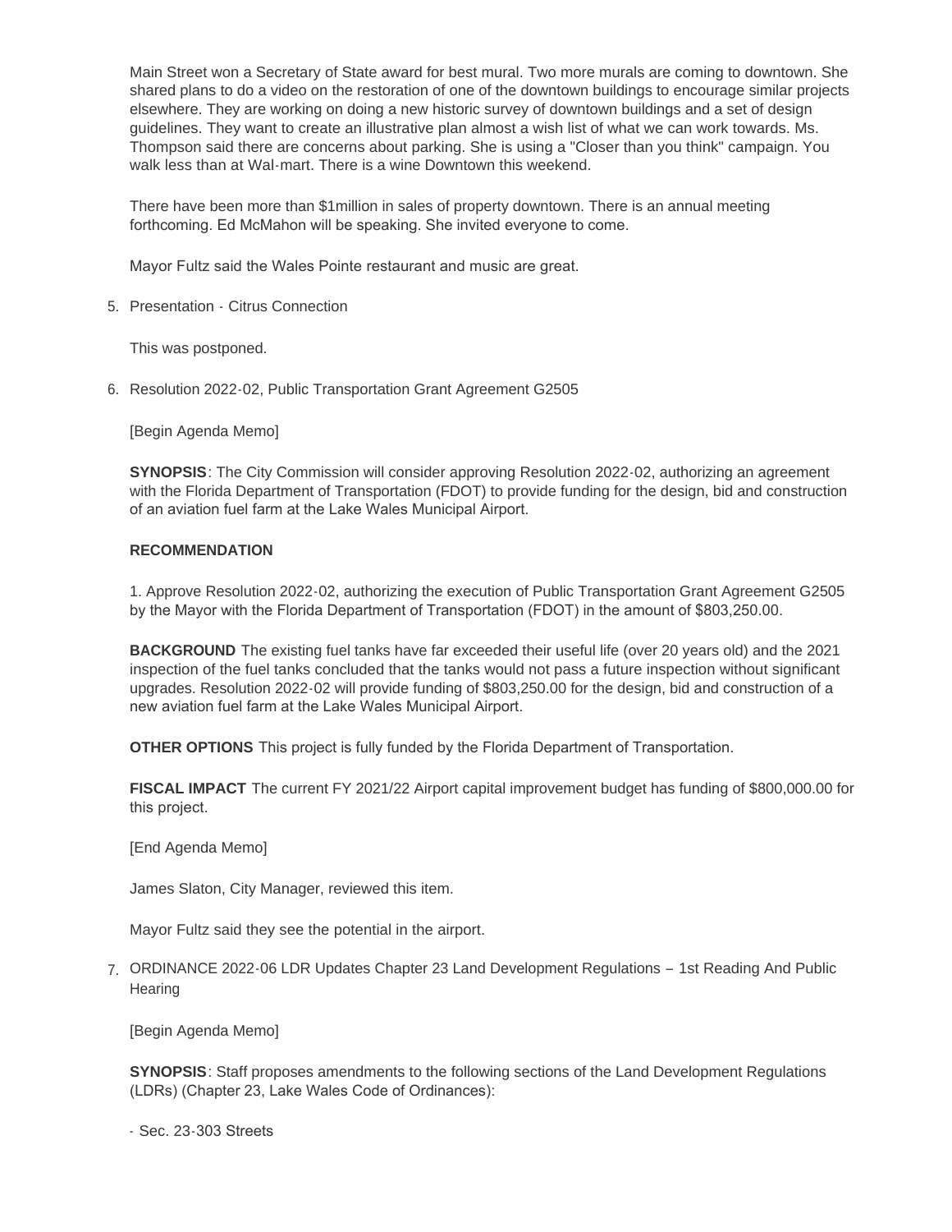Main Street won a Secretary of State award for best mural. Two more murals are coming to downtown. She shared plans to do a video on the restoration of one of the downtown buildings to encourage similar projects elsewhere. They are working on doing a new historic survey of downtown buildings and a set of design guidelines. They want to create an illustrative plan almost a wish list of what we can work towards. Ms. Thompson said there are concerns about parking. She is using a "Closer than you think" campaign. You walk less than at Wal-mart. There is a wine Downtown this weekend.

There have been more than $1million in sales of property downtown. There is an annual meeting forthcoming. Ed McMahon will be speaking. She invited everyone to come.

Mayor Fultz said the Wales Pointe restaurant and music are great.

5. Presentation - Citrus Connection

   This was postponed.

6. Resolution 2022-02, Public Transportation Grant Agreement G2505

   [Begin Agenda Memo]

   **SYNOPSIS**: The City Commission will consider approving Resolution 2022-02, authorizing an agreement with the Florida Department of Transportation (FDOT) to provide funding for the design, bid and construction of an aviation fuel farm at the Lake Wales Municipal Airport.

   **RECOMMENDATION**

   1. Approve Resolution 2022-02, authorizing the execution of Public Transportation Grant Agreement G2505 by the Mayor with the Florida Department of Transportation (FDOT) in the amount of $803,250.00.

   **BACKGROUND** The existing fuel tanks have far exceeded their useful life (over 20 years old) and the 2021 inspection of the fuel tanks concluded that the tanks would not pass a future inspection without significant upgrades. Resolution 2022-02 will provide funding of $803,250.00 for the design, bid and construction of a new aviation fuel farm at the Lake Wales Municipal Airport.

   **OTHER OPTIONS** This project is fully funded by the Florida Department of Transportation.

   **FISCAL IMPACT** The current FY 2021/22 Airport capital improvement budget has funding of $800,000.00 for this project.

   [End Agenda Memo]

   James Slaton, City Manager, reviewed this item.

   Mayor Fultz said they see the potential in the airport.

7. ORDINANCE 2022-06 LDR Updates Chapter 23 Land Development Regulations – 1st Reading And Public Hearing

   [Begin Agenda Memo]

   **SYNOPSIS**: Staff proposes amendments to the following sections of the Land Development Regulations (LDRs) (Chapter 23, Lake Wales Code of Ordinances):

   - Sec. 23-303 Streets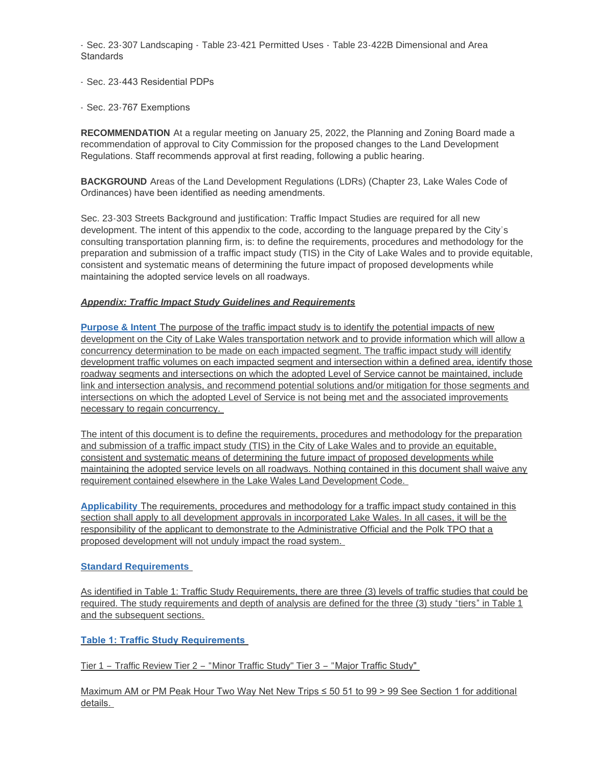- Sec. 23-307 Landscaping - Table 23-421 Permitted Uses - Table 23-422B Dimensional and Area Standards

- Sec. 23-443 Residential PDPs

- Sec. 23-767 Exemptions

**RECOMMENDATION** At a regular meeting on January 25, 2022, the Planning and Zoning Board made a recommendation of approval to City Commission for the proposed changes to the Land Development Regulations. Staff recommends approval at first reading, following a public hearing.

**BACKGROUND** Areas of the Land Development Regulations (LDRs) (Chapter 23, Lake Wales Code of Ordinances) have been identified as needing amendments.

Sec. 23-303 Streets Background and justification: Traffic Impact Studies are required for all new development. The intent of this appendix to the code, according to the language prepared by the City's consulting transportation planning firm, is: to define the requirements, procedures and methodology for the preparation and submission of a traffic impact study (TIS) in the City of Lake Wales and to provide equitable, consistent and systematic means of determining the future impact of proposed developments while maintaining the adopted service levels on all roadways.

***Appendix: Traffic Impact Study Guidelines and Requirements***

**Purpose & Intent** The purpose of the traffic impact study is to identify the potential impacts of new development on the City of Lake Wales transportation network and to provide information which will allow a concurrency determination to be made on each impacted segment. The traffic impact study will identify development traffic volumes on each impacted segment and intersection within a defined area, identify those roadway segments and intersections on which the adopted Level of Service cannot be maintained, include link and intersection analysis, and recommend potential solutions and/or mitigation for those segments and intersections on which the adopted Level of Service is not being met and the associated improvements necessary to regain concurrency.

The intent of this document is to define the requirements, procedures and methodology for the preparation and submission of a traffic impact study (TIS) in the City of Lake Wales and to provide an equitable, consistent and systematic means of determining the future impact of proposed developments while maintaining the adopted service levels on all roadways. Nothing contained in this document shall waive any requirement contained elsewhere in the Lake Wales Land Development Code.

**Applicability** The requirements, procedures and methodology for a traffic impact study contained in this section shall apply to all development approvals in incorporated Lake Wales. In all cases, it will be the responsibility of the applicant to demonstrate to the Administrative Official and the Polk TPO that a proposed development will not unduly impact the road system.

**Standard Requirements**

As identified in Table 1: Traffic Study Requirements, there are three (3) levels of traffic studies that could be required. The study requirements and depth of analysis are defined for the three (3) study "tiers" in Table 1 and the subsequent sections.

**Table 1: Traffic Study Requirements**

| | Tier 1 – Traffic Review | Tier 2 – "Minor Traffic Study" | Tier 3 – "Major Traffic Study" |
|---|---|---|---|
| Maximum AM or PM Peak Hour Two Way Net New Trips | ≤ 50 | 51 to 99 | > 99 See Section 1 for additional details. |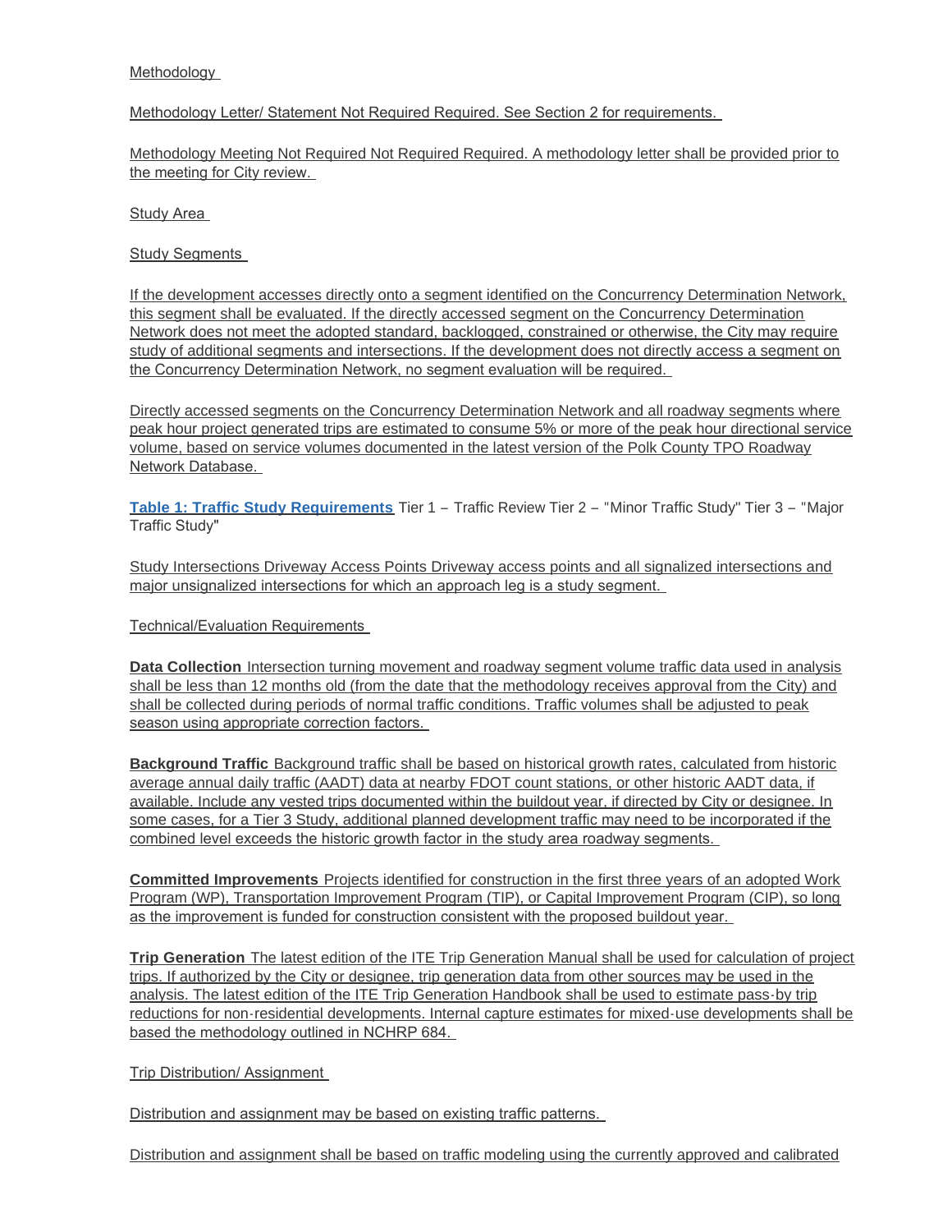Methodology

Methodology Letter/ Statement Not Required Required. See Section 2 for requirements.

Methodology Meeting Not Required Not Required Required. A methodology letter shall be provided prior to the meeting for City review.

Study Area

Study Segments

If the development accesses directly onto a segment identified on the Concurrency Determination Network, this segment shall be evaluated. If the directly accessed segment on the Concurrency Determination Network does not meet the adopted standard, backlogged, constrained or otherwise, the City may require study of additional segments and intersections. If the development does not directly access a segment on the Concurrency Determination Network, no segment evaluation will be required.

Directly accessed segments on the Concurrency Determination Network and all roadway segments where peak hour project generated trips are estimated to consume 5% or more of the peak hour directional service volume, based on service volumes documented in the latest version of the Polk County TPO Roadway Network Database.

**Table 1: Traffic Study Requirements** Tier 1 – Traffic Review Tier 2 – "Minor Traffic Study" Tier 3 – "Major Traffic Study"

Study Intersections Driveway Access Points Driveway access points and all signalized intersections and major unsignalized intersections for which an approach leg is a study segment.

Technical/Evaluation Requirements

**Data Collection** Intersection turning movement and roadway segment volume traffic data used in analysis shall be less than 12 months old (from the date that the methodology receives approval from the City) and shall be collected during periods of normal traffic conditions. Traffic volumes shall be adjusted to peak season using appropriate correction factors.

**Background Traffic** Background traffic shall be based on historical growth rates, calculated from historic average annual daily traffic (AADT) data at nearby FDOT count stations, or other historic AADT data, if available. Include any vested trips documented within the buildout year, if directed by City or designee. In some cases, for a Tier 3 Study, additional planned development traffic may need to be incorporated if the combined level exceeds the historic growth factor in the study area roadway segments.

**Committed Improvements** Projects identified for construction in the first three years of an adopted Work Program (WP), Transportation Improvement Program (TIP), or Capital Improvement Program (CIP), so long as the improvement is funded for construction consistent with the proposed buildout year.

**Trip Generation** The latest edition of the ITE Trip Generation Manual shall be used for calculation of project trips. If authorized by the City or designee, trip generation data from other sources may be used in the analysis. The latest edition of the ITE Trip Generation Handbook shall be used to estimate pass-by trip reductions for non-residential developments. Internal capture estimates for mixed-use developments shall be based the methodology outlined in NCHRP 684.

Trip Distribution/ Assignment

Distribution and assignment may be based on existing traffic patterns.

Distribution and assignment shall be based on traffic modeling using the currently approved and calibrated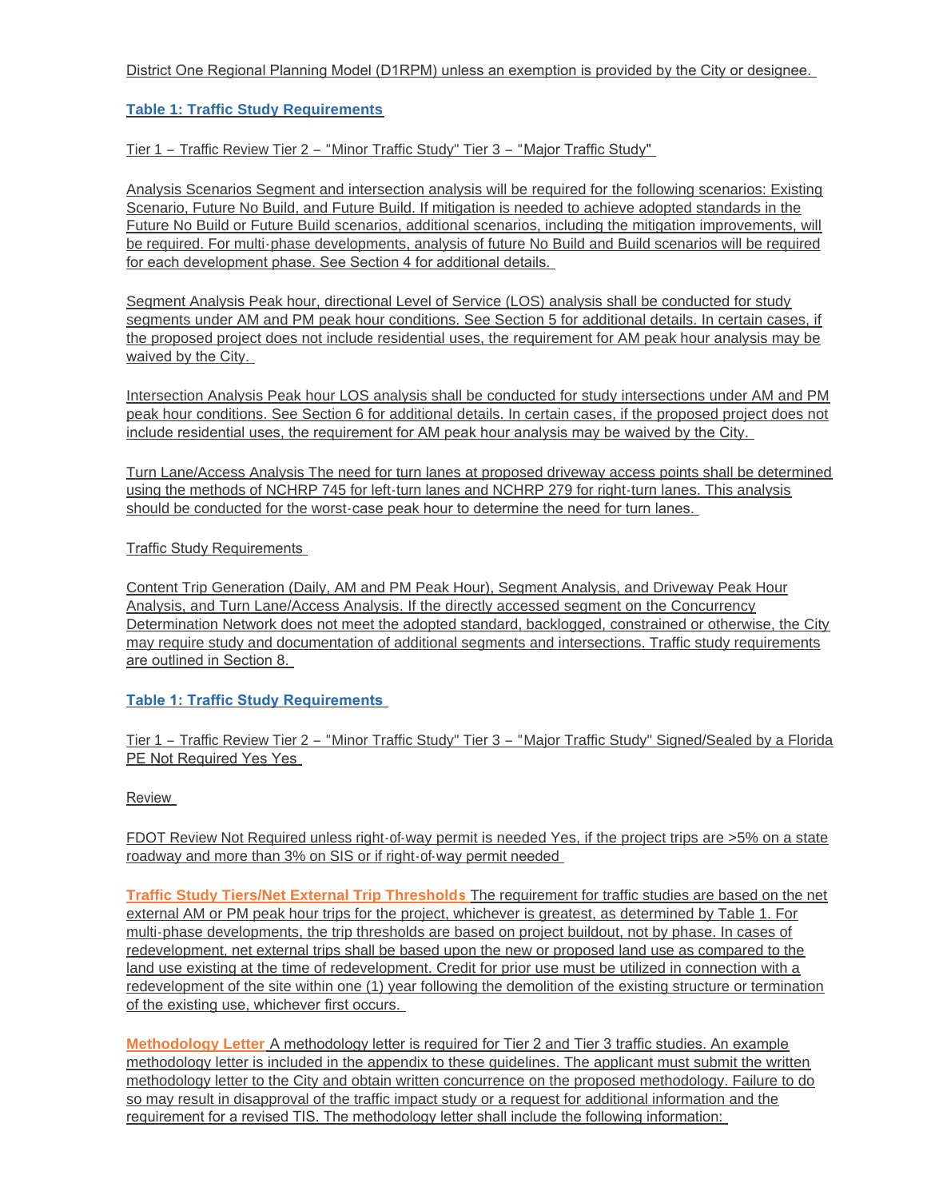District One Regional Planning Model (D1RPM) unless an exemption is provided by the City or designee.

**Table 1: Traffic Study Requirements**

Tier 1 – Traffic Review Tier 2 – "Minor Traffic Study" Tier 3 – "Major Traffic Study"

Analysis Scenarios Segment and intersection analysis will be required for the following scenarios: Existing Scenario, Future No Build, and Future Build. If mitigation is needed to achieve adopted standards in the Future No Build or Future Build scenarios, additional scenarios, including the mitigation improvements, will be required. For multi-phase developments, analysis of future No Build and Build scenarios will be required for each development phase. See Section 4 for additional details.

Segment Analysis Peak hour, directional Level of Service (LOS) analysis shall be conducted for study segments under AM and PM peak hour conditions. See Section 5 for additional details. In certain cases, if the proposed project does not include residential uses, the requirement for AM peak hour analysis may be waived by the City.

Intersection Analysis Peak hour LOS analysis shall be conducted for study intersections under AM and PM peak hour conditions. See Section 6 for additional details. In certain cases, if the proposed project does not include residential uses, the requirement for AM peak hour analysis may be waived by the City.

Turn Lane/Access Analysis The need for turn lanes at proposed driveway access points shall be determined using the methods of NCHRP 745 for left-turn lanes and NCHRP 279 for right-turn lanes. This analysis should be conducted for the worst-case peak hour to determine the need for turn lanes.

Traffic Study Requirements

Content Trip Generation (Daily, AM and PM Peak Hour), Segment Analysis, and Driveway Peak Hour Analysis, and Turn Lane/Access Analysis. If the directly accessed segment on the Concurrency Determination Network does not meet the adopted standard, backlogged, constrained or otherwise, the City may require study and documentation of additional segments and intersections. Traffic study requirements are outlined in Section 8.

**Table 1: Traffic Study Requirements**

Tier 1 – Traffic Review Tier 2 – "Minor Traffic Study" Tier 3 – "Major Traffic Study" Signed/Sealed by a Florida PE Not Required Yes Yes

Review

FDOT Review Not Required unless right-of-way permit is needed Yes, if the project trips are >5% on a state roadway and more than 3% on SIS or if right-of-way permit needed

**Traffic Study Tiers/Net External Trip Thresholds** The requirement for traffic studies are based on the net external AM or PM peak hour trips for the project, whichever is greatest, as determined by Table 1. For multi-phase developments, the trip thresholds are based on project buildout, not by phase. In cases of redevelopment, net external trips shall be based upon the new or proposed land use as compared to the land use existing at the time of redevelopment. Credit for prior use must be utilized in connection with a redevelopment of the site within one (1) year following the demolition of the existing structure or termination of the existing use, whichever first occurs.

**Methodology Letter** A methodology letter is required for Tier 2 and Tier 3 traffic studies. An example methodology letter is included in the appendix to these guidelines. The applicant must submit the written methodology letter to the City and obtain written concurrence on the proposed methodology. Failure to do so may result in disapproval of the traffic impact study or a request for additional information and the requirement for a revised TIS. The methodology letter shall include the following information: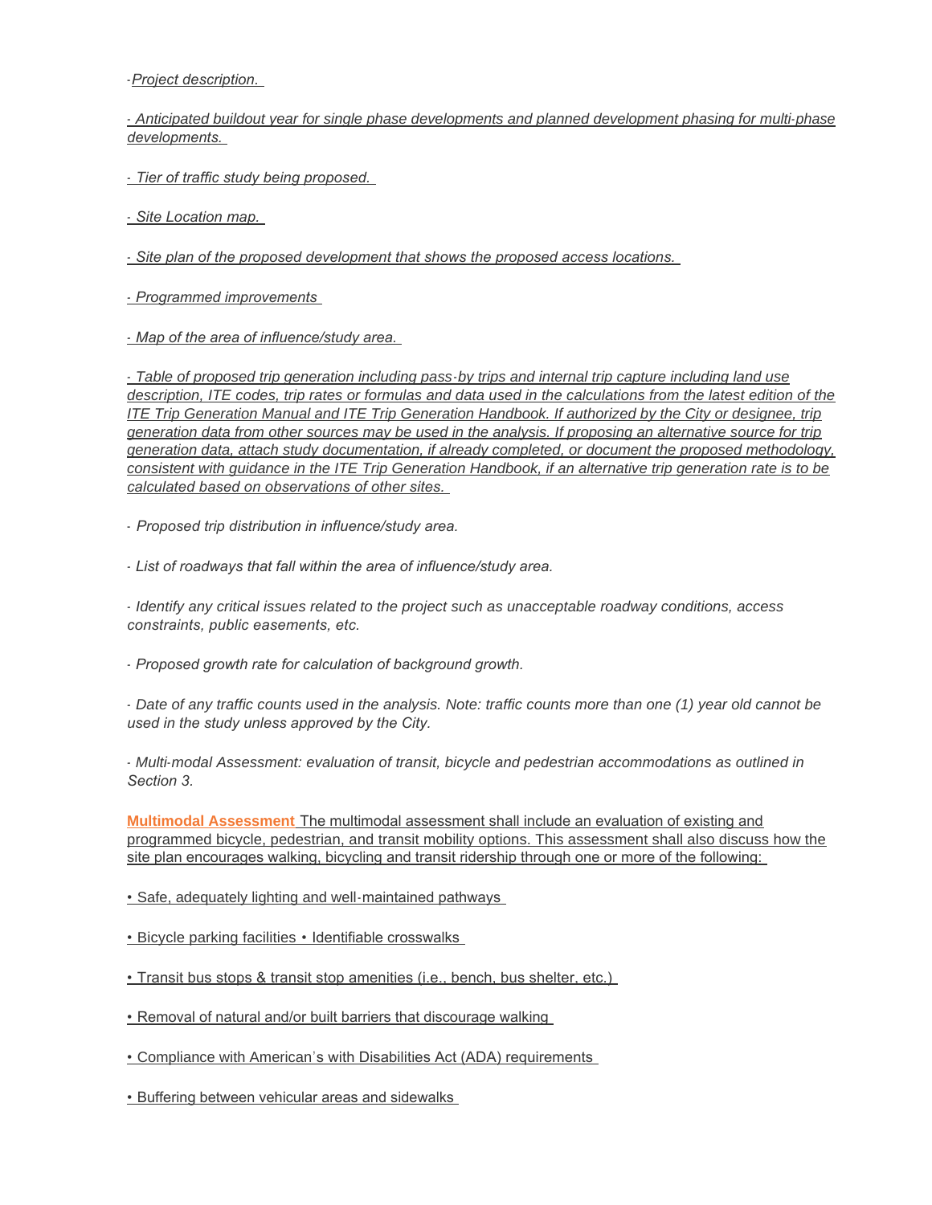-*Project description.*

- *Anticipated buildout year for single phase developments and planned development phasing for multi-phase developments.*

- *Tier of traffic study being proposed.*

- *Site Location map.*

- *Site plan of the proposed development that shows the proposed access locations.*

- *Programmed improvements*

- *Map of the area of influence/study area.*

- *Table of proposed trip generation including pass-by trips and internal trip capture including land use description, ITE codes, trip rates or formulas and data used in the calculations from the latest edition of the ITE Trip Generation Manual and ITE Trip Generation Handbook. If authorized by the City or designee, trip generation data from other sources may be used in the analysis. If proposing an alternative source for trip generation data, attach study documentation, if already completed, or document the proposed methodology, consistent with guidance in the ITE Trip Generation Handbook, if an alternative trip generation rate is to be calculated based on observations of other sites.*

- *Proposed trip distribution in influence/study area.*

- *List of roadways that fall within the area of influence/study area.*

- *Identify any critical issues related to the project such as unacceptable roadway conditions, access constraints, public easements, etc.*

- *Proposed growth rate for calculation of background growth.*

- *Date of any traffic counts used in the analysis. Note: traffic counts more than one (1) year old cannot be used in the study unless approved by the City.*

- *Multi-modal Assessment: evaluation of transit, bicycle and pedestrian accommodations as outlined in Section 3.*

**Multimodal Assessment** The multimodal assessment shall include an evaluation of existing and programmed bicycle, pedestrian, and transit mobility options. This assessment shall also discuss how the site plan encourages walking, bicycling and transit ridership through one or more of the following:

• Safe, adequately lighting and well-maintained pathways

• Bicycle parking facilities • Identifiable crosswalks

• Transit bus stops & transit stop amenities (i.e., bench, bus shelter, etc.)

• Removal of natural and/or built barriers that discourage walking

• Compliance with American's with Disabilities Act (ADA) requirements

• Buffering between vehicular areas and sidewalks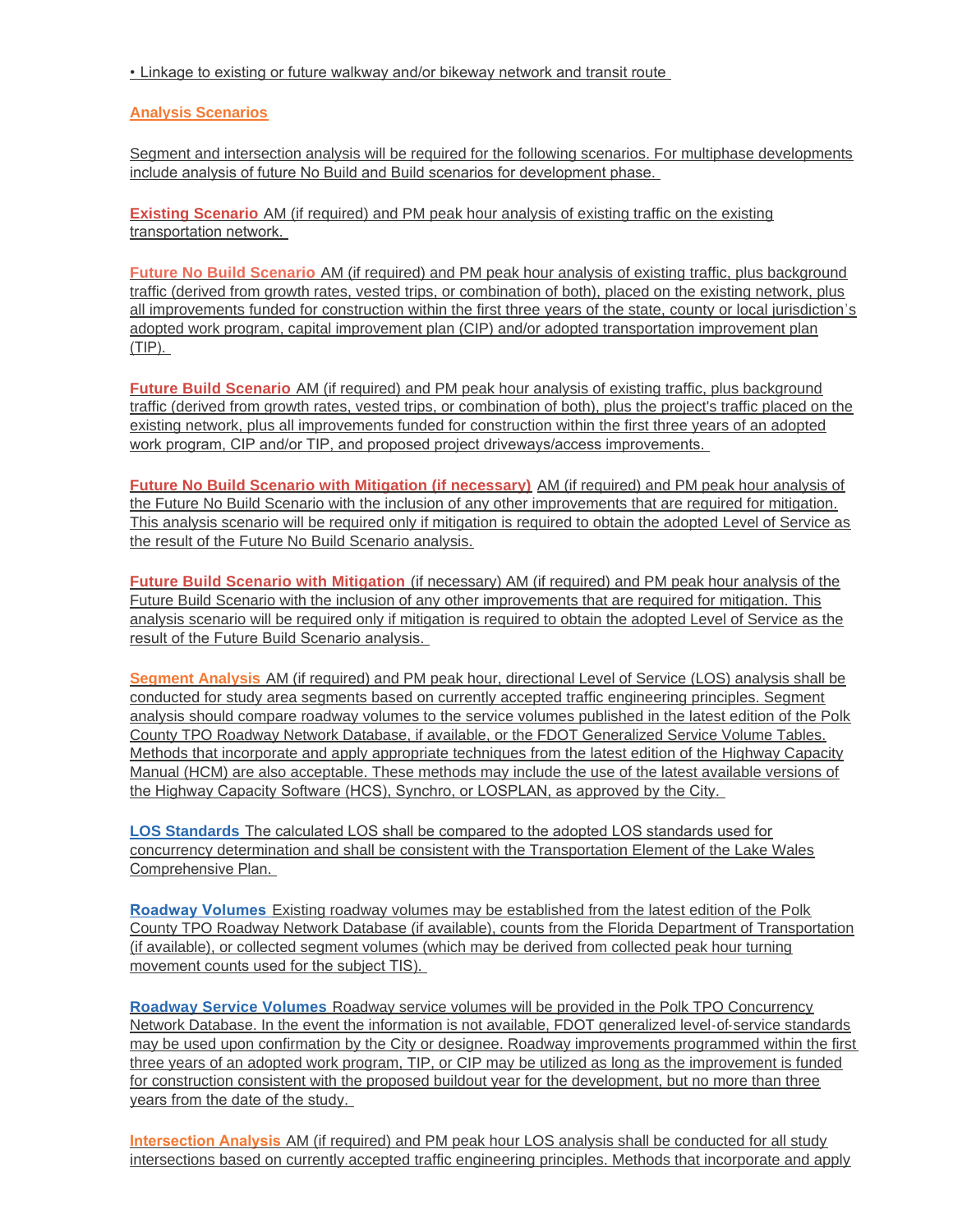• Linkage to existing or future walkway and/or bikeway network and transit route

## Analysis Scenarios

Segment and intersection analysis will be required for the following scenarios. For multiphase developments include analysis of future No Build and Build scenarios for development phase.

**Existing Scenario** AM (if required) and PM peak hour analysis of existing traffic on the existing transportation network.

**Future No Build Scenario** AM (if required) and PM peak hour analysis of existing traffic, plus background traffic (derived from growth rates, vested trips, or combination of both), placed on the existing network, plus all improvements funded for construction within the first three years of the state, county or local jurisdiction's adopted work program, capital improvement plan (CIP) and/or adopted transportation improvement plan (TIP).

**Future Build Scenario** AM (if required) and PM peak hour analysis of existing traffic, plus background traffic (derived from growth rates, vested trips, or combination of both), plus the project's traffic placed on the existing network, plus all improvements funded for construction within the first three years of an adopted work program, CIP and/or TIP, and proposed project driveways/access improvements.

**Future No Build Scenario with Mitigation (if necessary)** AM (if required) and PM peak hour analysis of the Future No Build Scenario with the inclusion of any other improvements that are required for mitigation. This analysis scenario will be required only if mitigation is required to obtain the adopted Level of Service as the result of the Future No Build Scenario analysis.

**Future Build Scenario with Mitigation** (if necessary) AM (if required) and PM peak hour analysis of the Future Build Scenario with the inclusion of any other improvements that are required for mitigation. This analysis scenario will be required only if mitigation is required to obtain the adopted Level of Service as the result of the Future Build Scenario analysis.

**Segment Analysis** AM (if required) and PM peak hour, directional Level of Service (LOS) analysis shall be conducted for study area segments based on currently accepted traffic engineering principles. Segment analysis should compare roadway volumes to the service volumes published in the latest edition of the Polk County TPO Roadway Network Database, if available, or the FDOT Generalized Service Volume Tables. Methods that incorporate and apply appropriate techniques from the latest edition of the Highway Capacity Manual (HCM) are also acceptable. These methods may include the use of the latest available versions of the Highway Capacity Software (HCS), Synchro, or LOSPLAN, as approved by the City.

**LOS Standards** The calculated LOS shall be compared to the adopted LOS standards used for concurrency determination and shall be consistent with the Transportation Element of the Lake Wales Comprehensive Plan.

**Roadway Volumes** Existing roadway volumes may be established from the latest edition of the Polk County TPO Roadway Network Database (if available), counts from the Florida Department of Transportation (if available), or collected segment volumes (which may be derived from collected peak hour turning movement counts used for the subject TIS).

**Roadway Service Volumes** Roadway service volumes will be provided in the Polk TPO Concurrency Network Database. In the event the information is not available, FDOT generalized level-of-service standards may be used upon confirmation by the City or designee. Roadway improvements programmed within the first three years of an adopted work program, TIP, or CIP may be utilized as long as the improvement is funded for construction consistent with the proposed buildout year for the development, but no more than three years from the date of the study.

**Intersection Analysis** AM (if required) and PM peak hour LOS analysis shall be conducted for all study intersections based on currently accepted traffic engineering principles. Methods that incorporate and apply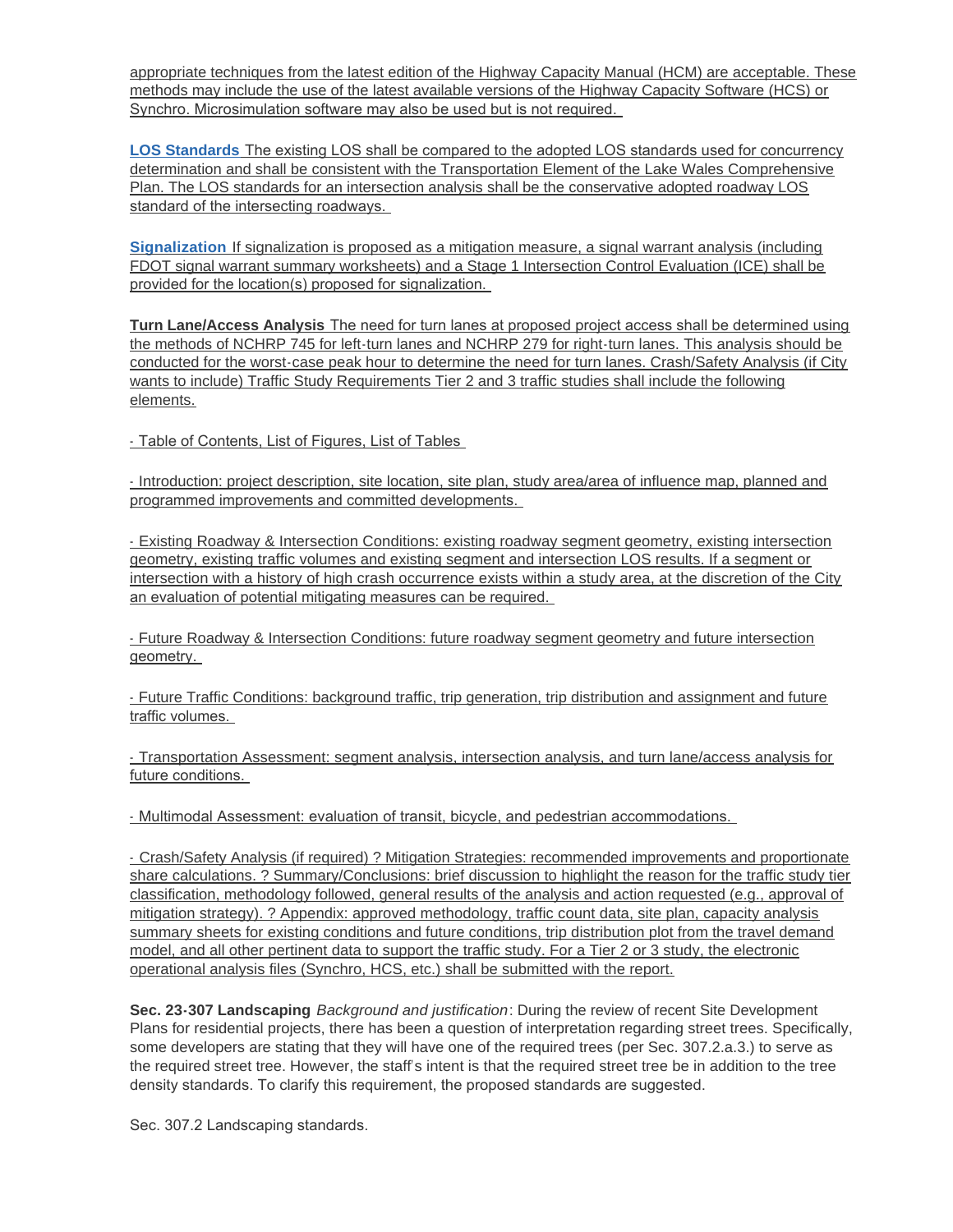appropriate techniques from the latest edition of the Highway Capacity Manual (HCM) are acceptable. These methods may include the use of the latest available versions of the Highway Capacity Software (HCS) or Synchro. Microsimulation software may also be used but is not required.

**LOS Standards** The existing LOS shall be compared to the adopted LOS standards used for concurrency determination and shall be consistent with the Transportation Element of the Lake Wales Comprehensive Plan. The LOS standards for an intersection analysis shall be the conservative adopted roadway LOS standard of the intersecting roadways.

**Signalization** If signalization is proposed as a mitigation measure, a signal warrant analysis (including FDOT signal warrant summary worksheets) and a Stage 1 Intersection Control Evaluation (ICE) shall be provided for the location(s) proposed for signalization.

**Turn Lane/Access Analysis** The need for turn lanes at proposed project access shall be determined using the methods of NCHRP 745 for left-turn lanes and NCHRP 279 for right-turn lanes. This analysis should be conducted for the worst-case peak hour to determine the need for turn lanes. Crash/Safety Analysis (if City wants to include) Traffic Study Requirements Tier 2 and 3 traffic studies shall include the following elements.

- Table of Contents, List of Figures, List of Tables

- Introduction: project description, site location, site plan, study area/area of influence map, planned and programmed improvements and committed developments.

- Existing Roadway & Intersection Conditions: existing roadway segment geometry, existing intersection geometry, existing traffic volumes and existing segment and intersection LOS results. If a segment or intersection with a history of high crash occurrence exists within a study area, at the discretion of the City an evaluation of potential mitigating measures can be required.

- Future Roadway & Intersection Conditions: future roadway segment geometry and future intersection geometry.

- Future Traffic Conditions: background traffic, trip generation, trip distribution and assignment and future traffic volumes.

- Transportation Assessment: segment analysis, intersection analysis, and turn lane/access analysis for future conditions.

- Multimodal Assessment: evaluation of transit, bicycle, and pedestrian accommodations.

- Crash/Safety Analysis (if required) ? Mitigation Strategies: recommended improvements and proportionate share calculations. ? Summary/Conclusions: brief discussion to highlight the reason for the traffic study tier classification, methodology followed, general results of the analysis and action requested (e.g., approval of mitigation strategy). ? Appendix: approved methodology, traffic count data, site plan, capacity analysis summary sheets for existing conditions and future conditions, trip distribution plot from the travel demand model, and all other pertinent data to support the traffic study. For a Tier 2 or 3 study, the electronic operational analysis files (Synchro, HCS, etc.) shall be submitted with the report.

**Sec. 23-307 Landscaping** *Background and justification*: During the review of recent Site Development Plans for residential projects, there has been a question of interpretation regarding street trees. Specifically, some developers are stating that they will have one of the required trees (per Sec. 307.2.a.3.) to serve as the required street tree. However, the staff's intent is that the required street tree be in addition to the tree density standards. To clarify this requirement, the proposed standards are suggested.

Sec. 307.2 Landscaping standards.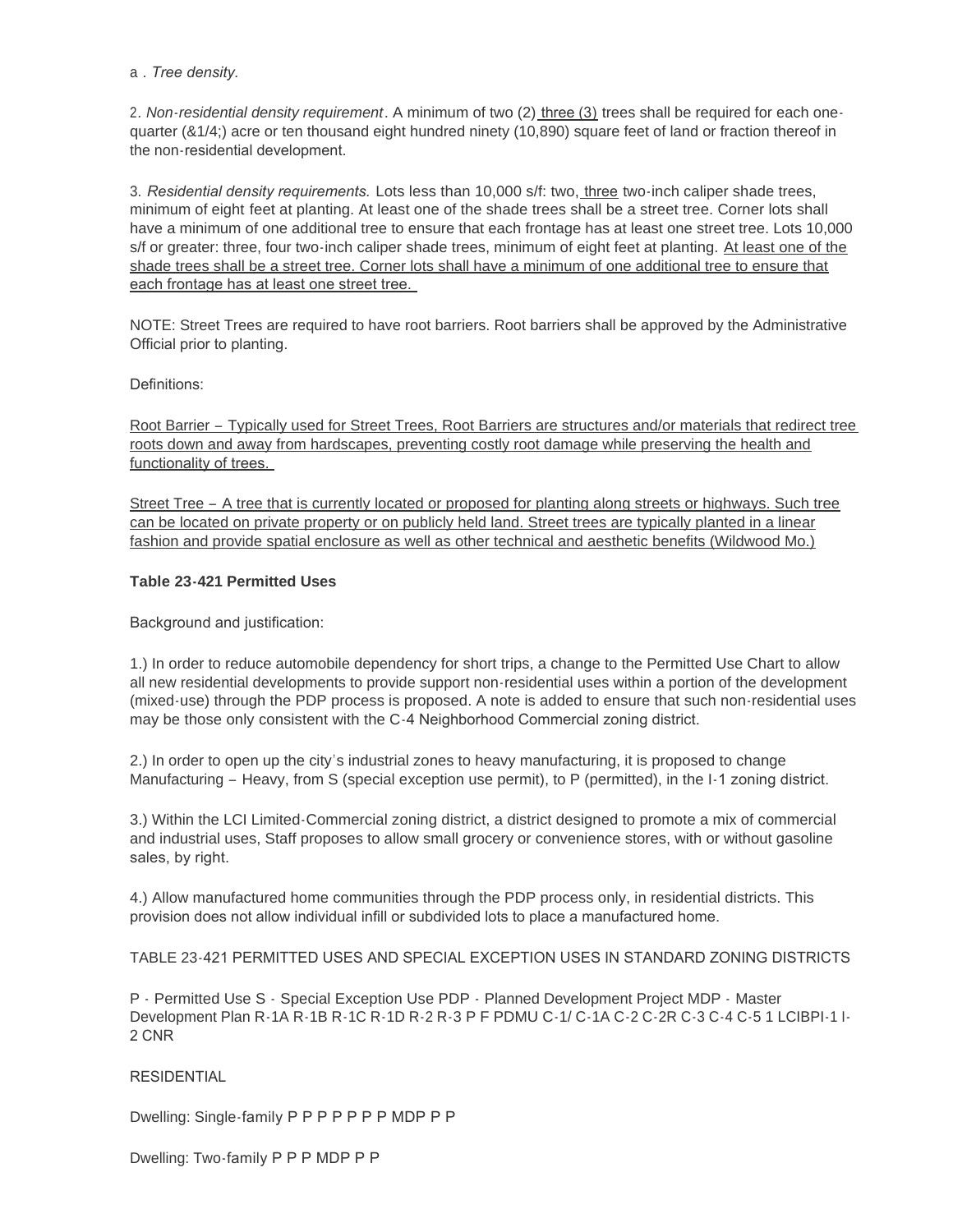a . *Tree density.*

2. *Non-residential density requirement*. A minimum of two (2) <u>three (3)</u> trees shall be required for each one-quarter (&1/4;) acre or ten thousand eight hundred ninety (10,890) square feet of land or fraction thereof in the non-residential development.

3. *Residential density requirements.* Lots less than 10,000 s/f: two, <u>three</u> two-inch caliper shade trees, minimum of eight feet at planting. At least one of the shade trees shall be a street tree. Corner lots shall have a minimum of one additional tree to ensure that each frontage has at least one street tree. Lots 10,000 s/f or greater: three, four two-inch caliper shade trees, minimum of eight feet at planting. <u>At least one of the shade trees shall be a street tree. Corner lots shall have a minimum of one additional tree to ensure that each frontage has at least one street tree.</u>

NOTE: Street Trees are required to have root barriers. Root barriers shall be approved by the Administrative Official prior to planting.

Definitions:

<u>Root Barrier – Typically used for Street Trees, Root Barriers are structures and/or materials that redirect tree roots down and away from hardscapes, preventing costly root damage while preserving the health and functionality of trees.</u>

<u>Street Tree – A tree that is currently located or proposed for planting along streets or highways. Such tree can be located on private property or on publicly held land. Street trees are typically planted in a linear fashion and provide spatial enclosure as well as other technical and aesthetic benefits (Wildwood Mo.)</u>

**Table 23-421 Permitted Uses**

Background and justification:

1.) In order to reduce automobile dependency for short trips, a change to the Permitted Use Chart to allow all new residential developments to provide support non-residential uses within a portion of the development (mixed-use) through the PDP process is proposed. A note is added to ensure that such non-residential uses may be those only consistent with the C-4 Neighborhood Commercial zoning district.

2.) In order to open up the city's industrial zones to heavy manufacturing, it is proposed to change Manufacturing – Heavy, from S (special exception use permit), to P (permitted), in the I-1 zoning district.

3.) Within the LCI Limited-Commercial zoning district, a district designed to promote a mix of commercial and industrial uses, Staff proposes to allow small grocery or convenience stores, with or without gasoline sales, by right.

4.) Allow manufactured home communities through the PDP process only, in residential districts. This provision does not allow individual infill or subdivided lots to place a manufactured home.

TABLE 23-421 PERMITTED USES AND SPECIAL EXCEPTION USES IN STANDARD ZONING DISTRICTS

P - Permitted Use S - Special Exception Use PDP - Planned Development Project MDP - Master Development Plan R-1A R-1B R-1C R-1D R-2 R-3 P F PDMU C-1/ C-1A C-2 C-2R C-3 C-4 C-5 1 LCIBPI-1 I-2 CNR

RESIDENTIAL

Dwelling: Single-family P P P P P P P MDP P P

Dwelling: Two-family P P P MDP P P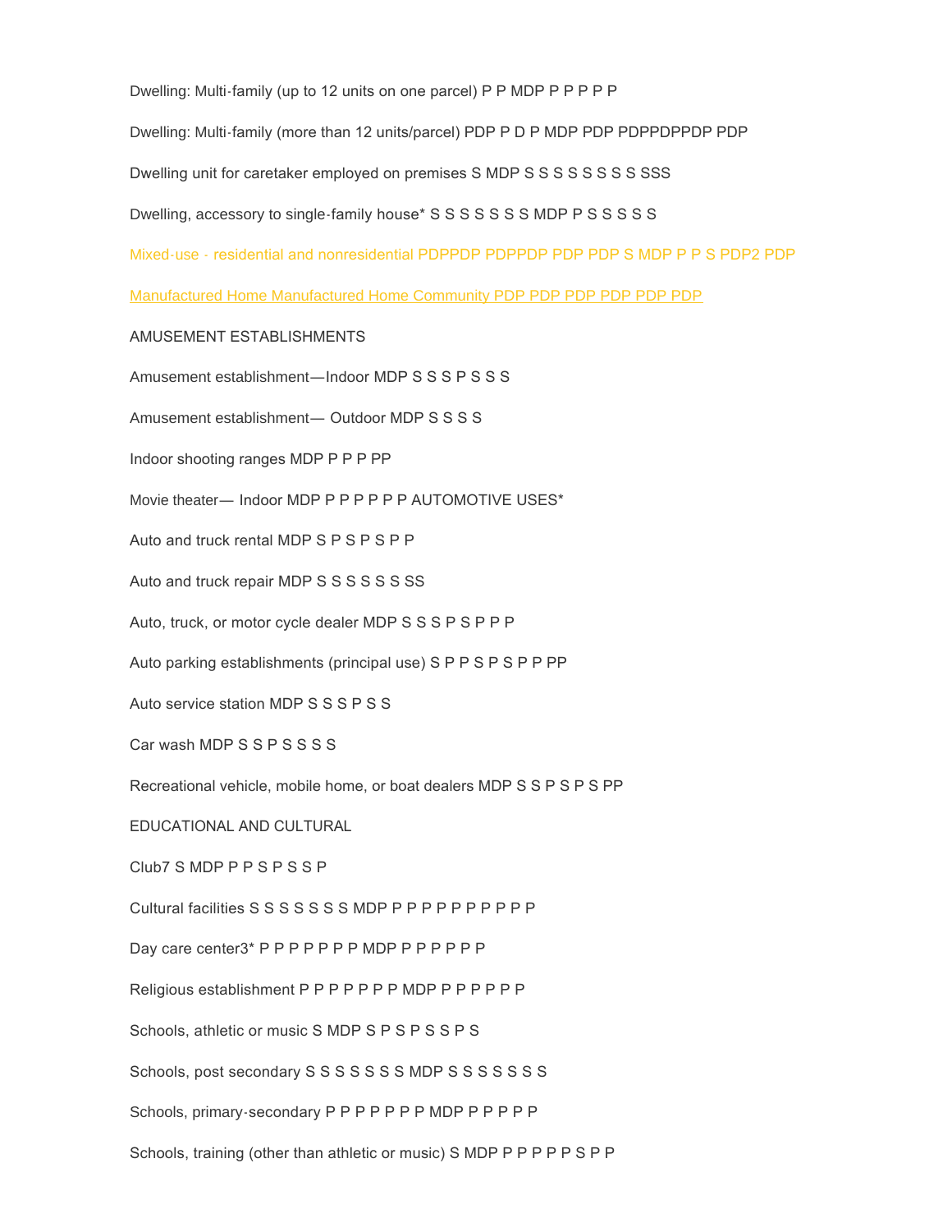Dwelling: Multi-family (up to 12 units on one parcel) P P MDP P P P P P

Dwelling: Multi-family (more than 12 units/parcel) PDP P D P MDP PDP PDPPDPPDP PDP

Dwelling unit for caretaker employed on premises S MDP S S S S S S S S SSS

Dwelling, accessory to single-family house* S S S S S S S MDP P S S S S S

Mixed-use - residential and nonresidential PDPPDP PDPPDP PDP PDP S MDP P P S PDP2 PDP

Manufactured Home Manufactured Home Community PDP PDP PDP PDP PDP PDP

AMUSEMENT ESTABLISHMENTS

Amusement establishment—Indoor MDP S S S P S S S

Amusement establishment— Outdoor MDP S S S S

Indoor shooting ranges MDP P P P PP

Movie theater— Indoor MDP P P P P P P AUTOMOTIVE USES*

Auto and truck rental MDP S P S P S P P

Auto and truck repair MDP S S S S S S SS

Auto, truck, or motor cycle dealer MDP S S S P S P P P

Auto parking establishments (principal use) S P P S P S P P PP

Auto service station MDP S S S P S S

Car wash MDP S S P S S S S

Recreational vehicle, mobile home, or boat dealers MDP S S P S P S PP

EDUCATIONAL AND CULTURAL

Club7 S MDP P P S P S S P

Cultural facilities S S S S S S S MDP P P P P P P P P P P

Day care center3* P P P P P P P MDP P P P P P P

Religious establishment P P P P P P P MDP P P P P P P

Schools, athletic or music S MDP S P S P S S P S

Schools, post secondary S S S S S S S MDP S S S S S S S

Schools, primary-secondary P P P P P P P MDP P P P P P

Schools, training (other than athletic or music) S MDP P P P P P S P P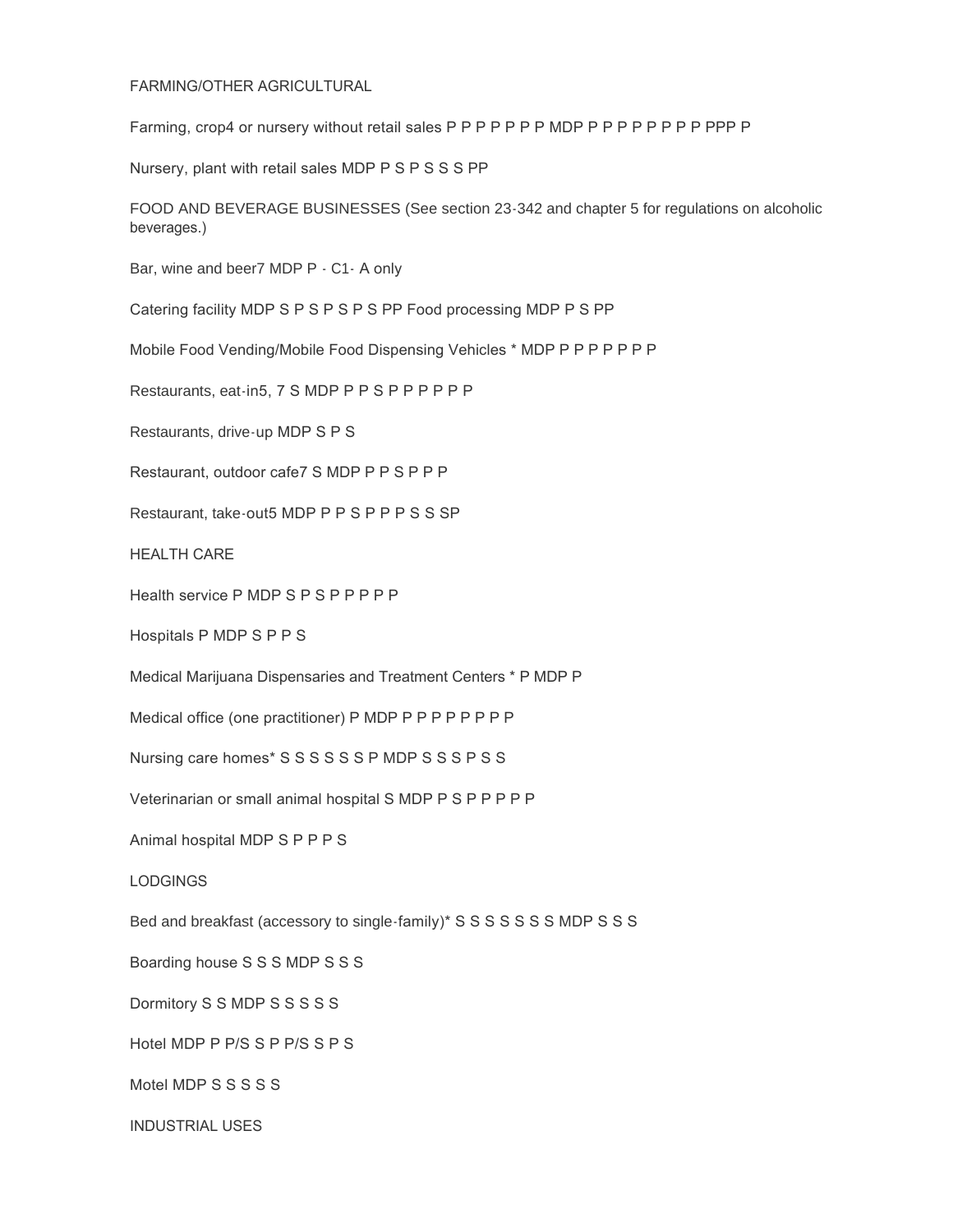FARMING/OTHER AGRICULTURAL

Farming, crop4 or nursery without retail sales P P P P P P P MDP P P P P P P P P PPP P

Nursery, plant with retail sales MDP P S P S S S PP

FOOD AND BEVERAGE BUSINESSES (See section 23-342 and chapter 5 for regulations on alcoholic beverages.)

Bar, wine and beer7 MDP P - C1- A only

Catering facility MDP S P S P S P S PP Food processing MDP P S PP

Mobile Food Vending/Mobile Food Dispensing Vehicles * MDP P P P P P P P

Restaurants, eat-in5, 7 S MDP P P S P P P P P P

Restaurants, drive-up MDP S P S

Restaurant, outdoor cafe7 S MDP P P S P P P

Restaurant, take-out5 MDP P P S P P P S S SP

HEALTH CARE

Health service P MDP S P S P P P P P

Hospitals P MDP S P P S

Medical Marijuana Dispensaries and Treatment Centers * P MDP P

Medical office (one practitioner) P MDP P P P P P P P P

Nursing care homes* S S S S S S P MDP S S S P S S

Veterinarian or small animal hospital S MDP P S P P P P P

Animal hospital MDP S P P P S

LODGINGS

Bed and breakfast (accessory to single-family)* S S S S S S S MDP S S S

Boarding house S S S MDP S S S

Dormitory S S MDP S S S S S

Hotel MDP P P/S S P P/S S P S

Motel MDP S S S S S

INDUSTRIAL USES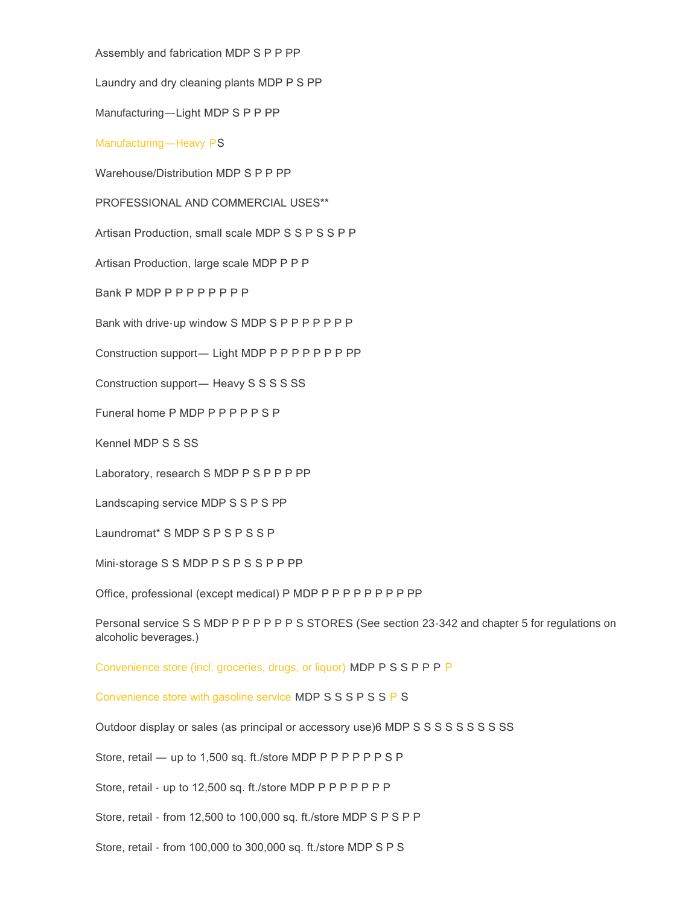Assembly and fabrication MDP S P P PP

Laundry and dry cleaning plants MDP P S PP

Manufacturing—Light MDP S P P PP

Manufacturing—Heavy PS

Warehouse/Distribution MDP S P P PP

PROFESSIONAL AND COMMERCIAL USES**

Artisan Production, small scale MDP S S P S S P P

Artisan Production, large scale MDP P P P

Bank P MDP P P P P P P P P

Bank with drive-up window S MDP S P P P P P P P

Construction support— Light MDP P P P P P P P PP

Construction support— Heavy S S S S SS

Funeral home P MDP P P P P P S P

Kennel MDP S S SS

Laboratory, research S MDP P S P P P PP

Landscaping service MDP S S P S PP

Laundromat* S MDP S P S P S S P

Mini-storage S S MDP P S P S S P P PP

Office, professional (except medical) P MDP P P P P P P P P PP

Personal service S S MDP P P P P P P S STORES (See section 23-342 and chapter 5 for regulations on alcoholic beverages.)

Convenience store (incl. groceries, drugs, or liquor) MDP P S S P P P P

Convenience store with gasoline service MDP S S S P S S P S

Outdoor display or sales (as principal or accessory use)6 MDP S S S S S S S S SS

Store, retail — up to 1,500 sq. ft./store MDP P P P P P P S P

Store, retail - up to 12,500 sq. ft./store MDP P P P P P P P

Store, retail - from 12,500 to 100,000 sq. ft./store MDP S P S P P

Store, retail - from 100,000 to 300,000 sq. ft./store MDP S P S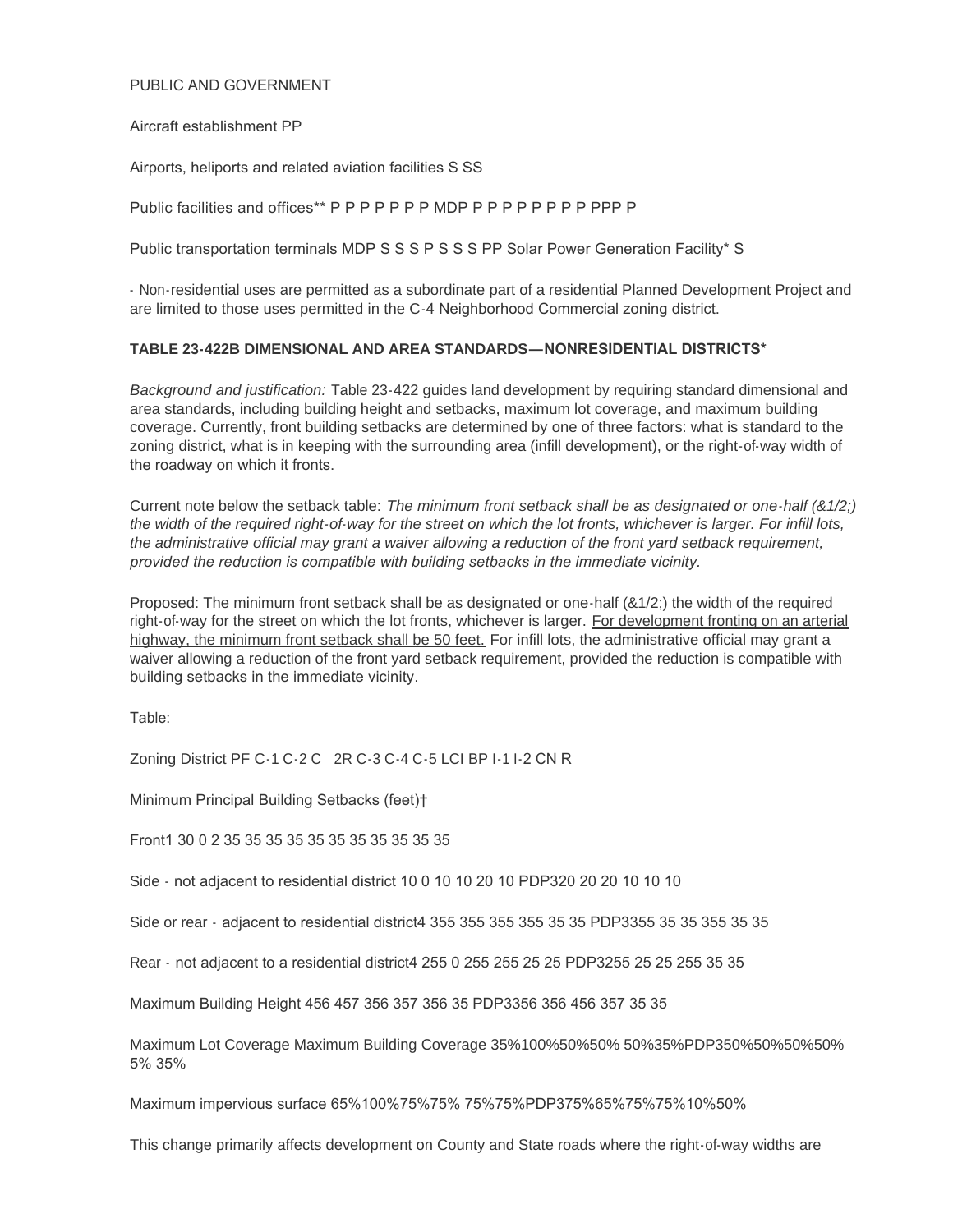PUBLIC AND GOVERNMENT

Aircraft establishment PP

Airports, heliports and related aviation facilities S SS

Public facilities and offices** P P P P P P P MDP P P P P P P P P PPP P

Public transportation terminals MDP S S S P S S S PP Solar Power Generation Facility* S

- Non-residential uses are permitted as a subordinate part of a residential Planned Development Project and are limited to those uses permitted in the C-4 Neighborhood Commercial zoning district.

**TABLE 23-422B DIMENSIONAL AND AREA STANDARDS—NONRESIDENTIAL DISTRICTS***

*Background and justification:* Table 23-422 guides land development by requiring standard dimensional and area standards, including building height and setbacks, maximum lot coverage, and maximum building coverage. Currently, front building setbacks are determined by one of three factors: what is standard to the zoning district, what is in keeping with the surrounding area (infill development), or the right-of-way width of the roadway on which it fronts.

Current note below the setback table: *The minimum front setback shall be as designated or one-half (&1/2;) the width of the required right-of-way for the street on which the lot fronts, whichever is larger. For infill lots, the administrative official may grant a waiver allowing a reduction of the front yard setback requirement, provided the reduction is compatible with building setbacks in the immediate vicinity.*

Proposed: The minimum front setback shall be as designated or one-half (&1/2;) the width of the required right-of-way for the street on which the lot fronts, whichever is larger. <u>For development fronting on an arterial highway, the minimum front setback shall be 50 feet.</u> For infill lots, the administrative official may grant a waiver allowing a reduction of the front yard setback requirement, provided the reduction is compatible with building setbacks in the immediate vicinity.

Table:

Zoning District PF C-1 C-2 C 2R C-3 C-4 C-5 LCI BP I-1 I-2 CN R

Minimum Principal Building Setbacks (feet)†

Front1 30 0 2 35 35 35 35 35 35 35 35 35 35 35

Side - not adjacent to residential district 10 0 10 10 20 10 PDP320 20 20 10 10 10

Side or rear - adjacent to residential district4 355 355 355 355 35 35 PDP3355 35 35 355 35 35

Rear - not adjacent to a residential district4 255 0 255 255 25 25 PDP3255 25 25 255 35 35

Maximum Building Height 456 457 356 357 356 35 PDP3356 356 456 357 35 35

Maximum Lot Coverage Maximum Building Coverage 35%100%50%50% 50%35%PDP350%50%50%50% 5% 35%

Maximum impervious surface 65%100%75%75% 75%75%PDP375%65%75%75%10%50%

This change primarily affects development on County and State roads where the right-of-way widths are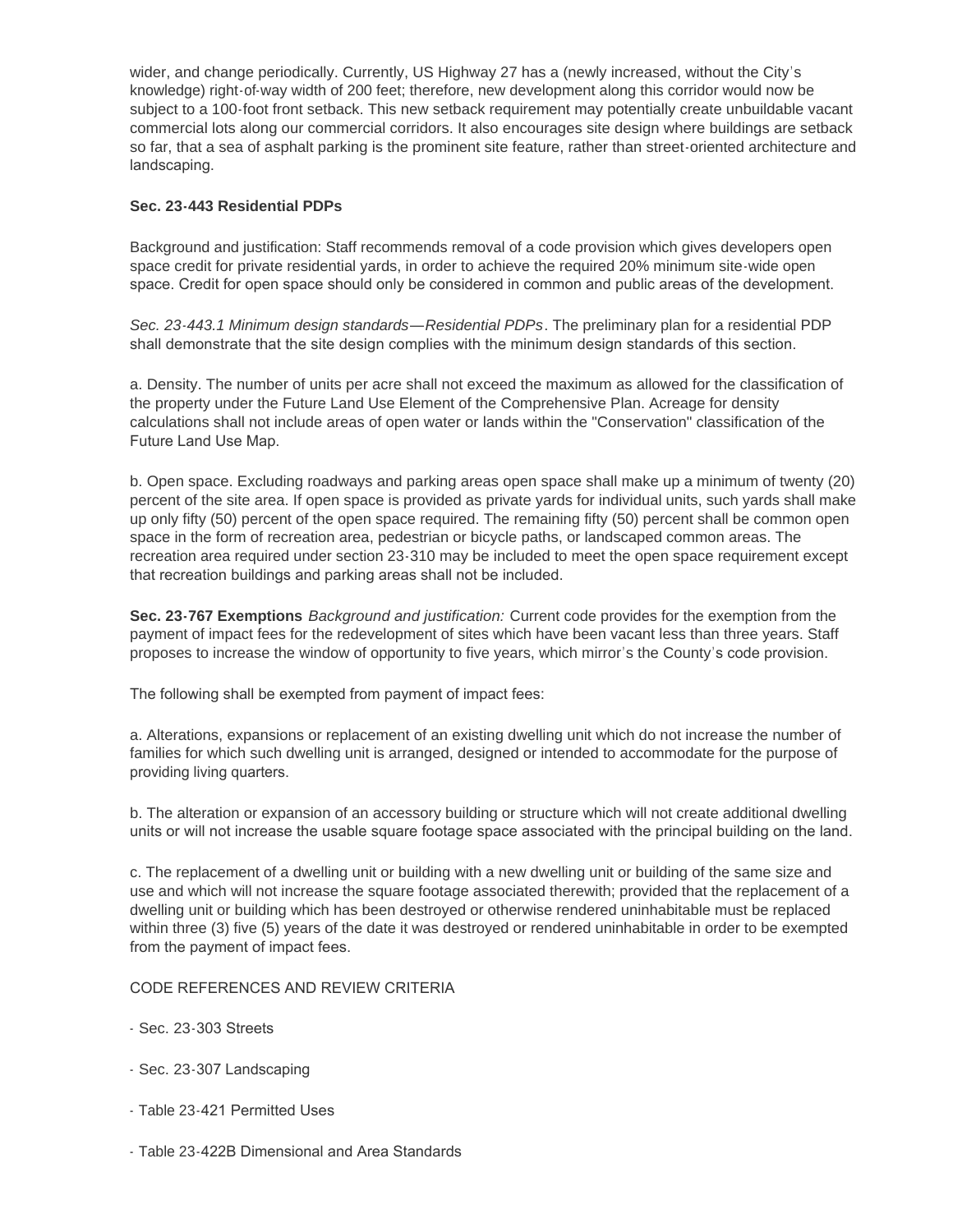wider, and change periodically. Currently, US Highway 27 has a (newly increased, without the City's knowledge) right-of-way width of 200 feet; therefore, new development along this corridor would now be subject to a 100-foot front setback. This new setback requirement may potentially create unbuildable vacant commercial lots along our commercial corridors. It also encourages site design where buildings are setback so far, that a sea of asphalt parking is the prominent site feature, rather than street-oriented architecture and landscaping.

**Sec. 23-443 Residential PDPs**

Background and justification: Staff recommends removal of a code provision which gives developers open space credit for private residential yards, in order to achieve the required 20% minimum site-wide open space. Credit for open space should only be considered in common and public areas of the development.

*Sec. 23-443.1 Minimum design standards—Residential PDPs*. The preliminary plan for a residential PDP shall demonstrate that the site design complies with the minimum design standards of this section.

a. Density. The number of units per acre shall not exceed the maximum as allowed for the classification of the property under the Future Land Use Element of the Comprehensive Plan. Acreage for density calculations shall not include areas of open water or lands within the "Conservation" classification of the Future Land Use Map.

b. Open space. Excluding roadways and parking areas open space shall make up a minimum of twenty (20) percent of the site area. If open space is provided as private yards for individual units, such yards shall make up only fifty (50) percent of the open space required. The remaining fifty (50) percent shall be common open space in the form of recreation area, pedestrian or bicycle paths, or landscaped common areas. The recreation area required under section 23-310 may be included to meet the open space requirement except that recreation buildings and parking areas shall not be included.

**Sec. 23-767 Exemptions** *Background and justification:* Current code provides for the exemption from the payment of impact fees for the redevelopment of sites which have been vacant less than three years. Staff proposes to increase the window of opportunity to five years, which mirror's the County's code provision.

The following shall be exempted from payment of impact fees:

a. Alterations, expansions or replacement of an existing dwelling unit which do not increase the number of families for which such dwelling unit is arranged, designed or intended to accommodate for the purpose of providing living quarters.

b. The alteration or expansion of an accessory building or structure which will not create additional dwelling units or will not increase the usable square footage space associated with the principal building on the land.

c. The replacement of a dwelling unit or building with a new dwelling unit or building of the same size and use and which will not increase the square footage associated therewith; provided that the replacement of a dwelling unit or building which has been destroyed or otherwise rendered uninhabitable must be replaced within three (3) five (5) years of the date it was destroyed or rendered uninhabitable in order to be exempted from the payment of impact fees.

CODE REFERENCES AND REVIEW CRITERIA

- Sec. 23-303 Streets
- Sec. 23-307 Landscaping
- Table 23-421 Permitted Uses
- Table 23-422B Dimensional and Area Standards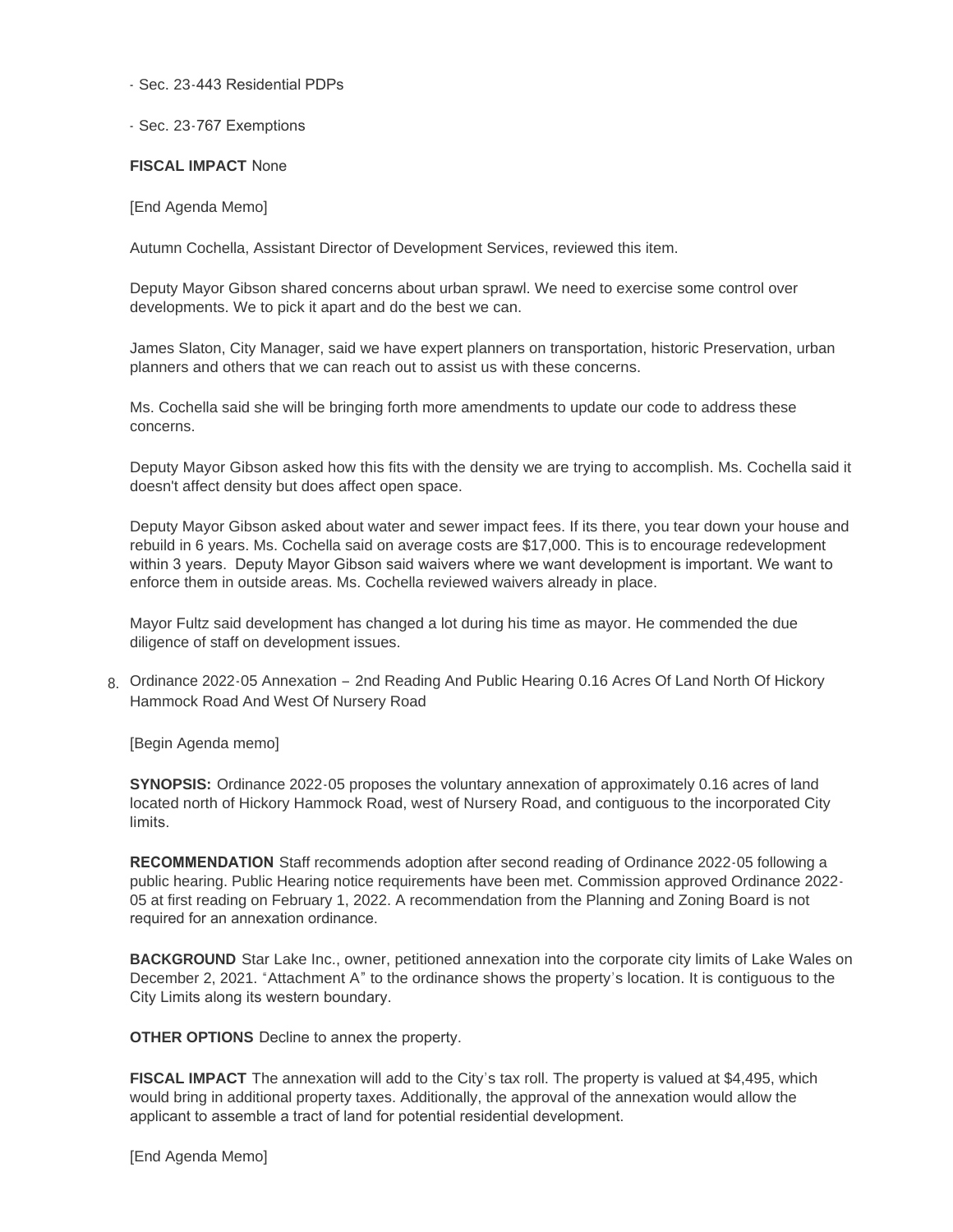- Sec. 23-443 Residential PDPs

- Sec. 23-767 Exemptions

**FISCAL IMPACT** None

[End Agenda Memo]

Autumn Cochella, Assistant Director of Development Services, reviewed this item.

Deputy Mayor Gibson shared concerns about urban sprawl. We need to exercise some control over developments. We to pick it apart and do the best we can.

James Slaton, City Manager, said we have expert planners on transportation, historic Preservation, urban planners and others that we can reach out to assist us with these concerns.

Ms. Cochella said she will be bringing forth more amendments to update our code to address these concerns.

Deputy Mayor Gibson asked how this fits with the density we are trying to accomplish. Ms. Cochella said it doesn't affect density but does affect open space.

Deputy Mayor Gibson asked about water and sewer impact fees. If its there, you tear down your house and rebuild in 6 years. Ms. Cochella said on average costs are $17,000. This is to encourage redevelopment within 3 years. Deputy Mayor Gibson said waivers where we want development is important. We want to enforce them in outside areas. Ms. Cochella reviewed waivers already in place.

Mayor Fultz said development has changed a lot during his time as mayor. He commended the due diligence of staff on development issues.

8. Ordinance 2022-05 Annexation – 2nd Reading And Public Hearing 0.16 Acres Of Land North Of Hickory Hammock Road And West Of Nursery Road

[Begin Agenda memo]

**SYNOPSIS:** Ordinance 2022-05 proposes the voluntary annexation of approximately 0.16 acres of land located north of Hickory Hammock Road, west of Nursery Road, and contiguous to the incorporated City limits.

**RECOMMENDATION** Staff recommends adoption after second reading of Ordinance 2022-05 following a public hearing. Public Hearing notice requirements have been met. Commission approved Ordinance 2022-05 at first reading on February 1, 2022. A recommendation from the Planning and Zoning Board is not required for an annexation ordinance.

**BACKGROUND** Star Lake Inc., owner, petitioned annexation into the corporate city limits of Lake Wales on December 2, 2021. "Attachment A" to the ordinance shows the property's location. It is contiguous to the City Limits along its western boundary.

**OTHER OPTIONS** Decline to annex the property.

**FISCAL IMPACT** The annexation will add to the City's tax roll. The property is valued at $4,495, which would bring in additional property taxes. Additionally, the approval of the annexation would allow the applicant to assemble a tract of land for potential residential development.

[End Agenda Memo]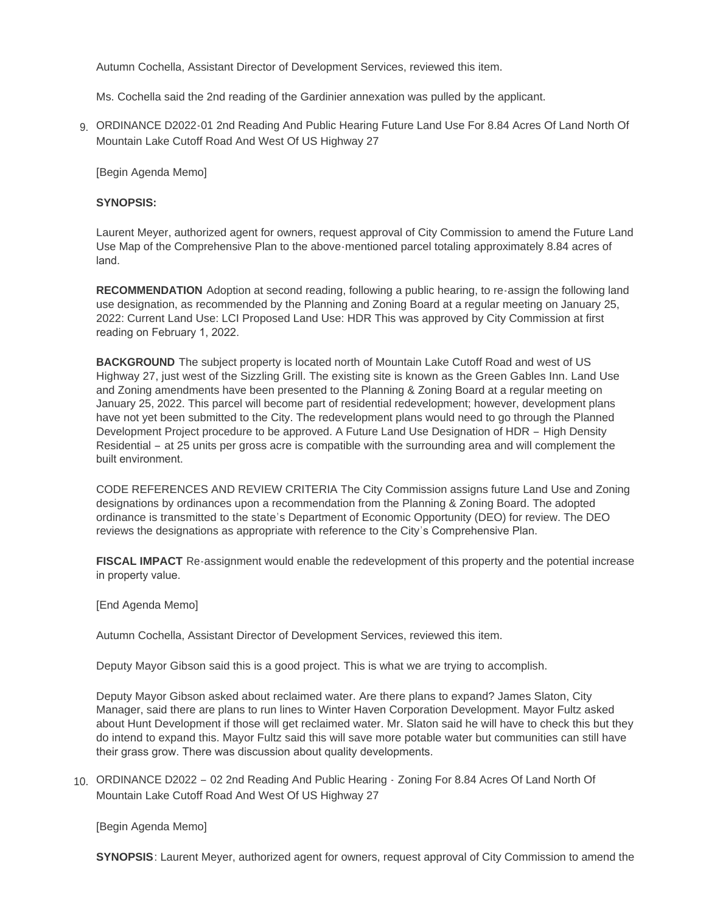Autumn Cochella, Assistant Director of Development Services, reviewed this item.

Ms. Cochella said the 2nd reading of the Gardinier annexation was pulled by the applicant.

9. ORDINANCE D2022-01 2nd Reading And Public Hearing Future Land Use For 8.84 Acres Of Land North Of Mountain Lake Cutoff Road And West Of US Highway 27

[Begin Agenda Memo]

**SYNOPSIS:**

Laurent Meyer, authorized agent for owners, request approval of City Commission to amend the Future Land Use Map of the Comprehensive Plan to the above-mentioned parcel totaling approximately 8.84 acres of land.

**RECOMMENDATION** Adoption at second reading, following a public hearing, to re-assign the following land use designation, as recommended by the Planning and Zoning Board at a regular meeting on January 25, 2022: Current Land Use: LCI Proposed Land Use: HDR This was approved by City Commission at first reading on February 1, 2022.

**BACKGROUND** The subject property is located north of Mountain Lake Cutoff Road and west of US Highway 27, just west of the Sizzling Grill. The existing site is known as the Green Gables Inn. Land Use and Zoning amendments have been presented to the Planning & Zoning Board at a regular meeting on January 25, 2022. This parcel will become part of residential redevelopment; however, development plans have not yet been submitted to the City. The redevelopment plans would need to go through the Planned Development Project procedure to be approved. A Future Land Use Designation of HDR – High Density Residential – at 25 units per gross acre is compatible with the surrounding area and will complement the built environment.

CODE REFERENCES AND REVIEW CRITERIA The City Commission assigns future Land Use and Zoning designations by ordinances upon a recommendation from the Planning & Zoning Board. The adopted ordinance is transmitted to the state's Department of Economic Opportunity (DEO) for review. The DEO reviews the designations as appropriate with reference to the City's Comprehensive Plan.

**FISCAL IMPACT** Re-assignment would enable the redevelopment of this property and the potential increase in property value.

[End Agenda Memo]

Autumn Cochella, Assistant Director of Development Services, reviewed this item.

Deputy Mayor Gibson said this is a good project. This is what we are trying to accomplish.

Deputy Mayor Gibson asked about reclaimed water. Are there plans to expand? James Slaton, City Manager, said there are plans to run lines to Winter Haven Corporation Development. Mayor Fultz asked about Hunt Development if those will get reclaimed water. Mr. Slaton said he will have to check this but they do intend to expand this. Mayor Fultz said this will save more potable water but communities can still have their grass grow. There was discussion about quality developments.

10. ORDINANCE D2022 – 02 2nd Reading And Public Hearing - Zoning For 8.84 Acres Of Land North Of Mountain Lake Cutoff Road And West Of US Highway 27

[Begin Agenda Memo]

**SYNOPSIS**: Laurent Meyer, authorized agent for owners, request approval of City Commission to amend the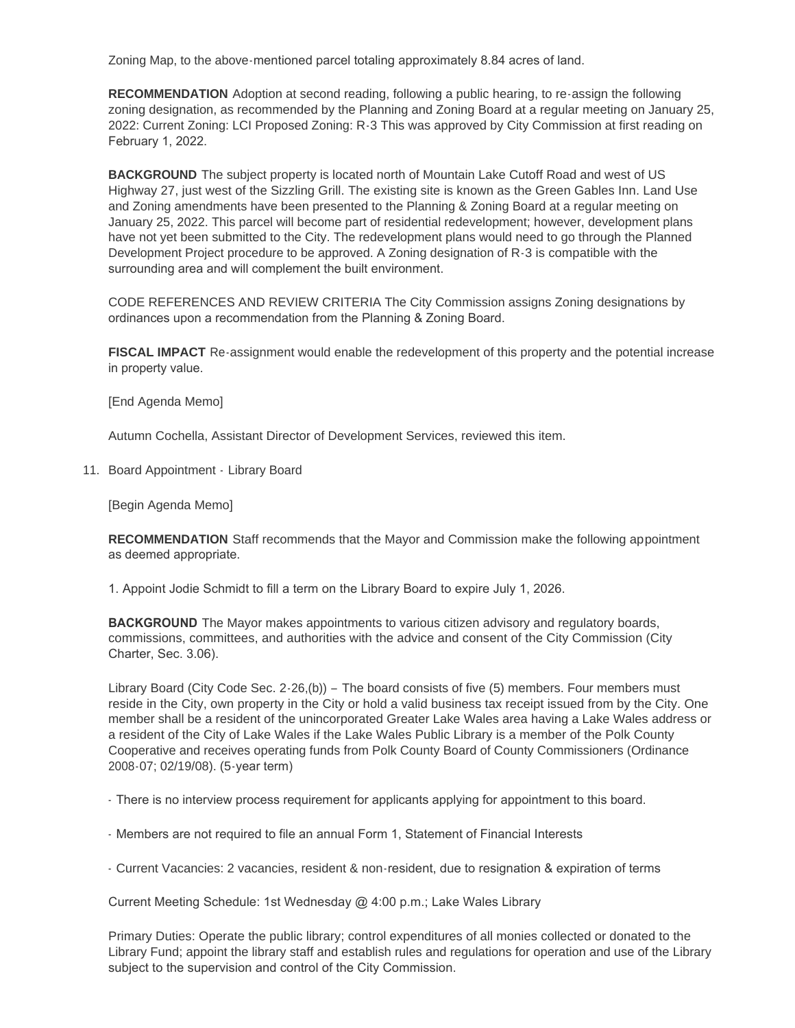Zoning Map, to the above-mentioned parcel totaling approximately 8.84 acres of land.

**RECOMMENDATION** Adoption at second reading, following a public hearing, to re-assign the following zoning designation, as recommended by the Planning and Zoning Board at a regular meeting on January 25, 2022: Current Zoning: LCI Proposed Zoning: R-3 This was approved by City Commission at first reading on February 1, 2022.

**BACKGROUND** The subject property is located north of Mountain Lake Cutoff Road and west of US Highway 27, just west of the Sizzling Grill. The existing site is known as the Green Gables Inn. Land Use and Zoning amendments have been presented to the Planning & Zoning Board at a regular meeting on January 25, 2022. This parcel will become part of residential redevelopment; however, development plans have not yet been submitted to the City. The redevelopment plans would need to go through the Planned Development Project procedure to be approved. A Zoning designation of R-3 is compatible with the surrounding area and will complement the built environment.

CODE REFERENCES AND REVIEW CRITERIA The City Commission assigns Zoning designations by ordinances upon a recommendation from the Planning & Zoning Board.

**FISCAL IMPACT** Re-assignment would enable the redevelopment of this property and the potential increase in property value.

[End Agenda Memo]

Autumn Cochella, Assistant Director of Development Services, reviewed this item.

11. Board Appointment - Library Board

[Begin Agenda Memo]

**RECOMMENDATION** Staff recommends that the Mayor and Commission make the following appointment as deemed appropriate.

1. Appoint Jodie Schmidt to fill a term on the Library Board to expire July 1, 2026.

**BACKGROUND** The Mayor makes appointments to various citizen advisory and regulatory boards, commissions, committees, and authorities with the advice and consent of the City Commission (City Charter, Sec. 3.06).

Library Board (City Code Sec. 2-26,(b)) – The board consists of five (5) members. Four members must reside in the City, own property in the City or hold a valid business tax receipt issued from by the City. One member shall be a resident of the unincorporated Greater Lake Wales area having a Lake Wales address or a resident of the City of Lake Wales if the Lake Wales Public Library is a member of the Polk County Cooperative and receives operating funds from Polk County Board of County Commissioners (Ordinance 2008-07; 02/19/08). (5-year term)

- There is no interview process requirement for applicants applying for appointment to this board.

- Members are not required to file an annual Form 1, Statement of Financial Interests

- Current Vacancies: 2 vacancies, resident & non-resident, due to resignation & expiration of terms

Current Meeting Schedule: 1st Wednesday @ 4:00 p.m.; Lake Wales Library

Primary Duties: Operate the public library; control expenditures of all monies collected or donated to the Library Fund; appoint the library staff and establish rules and regulations for operation and use of the Library subject to the supervision and control of the City Commission.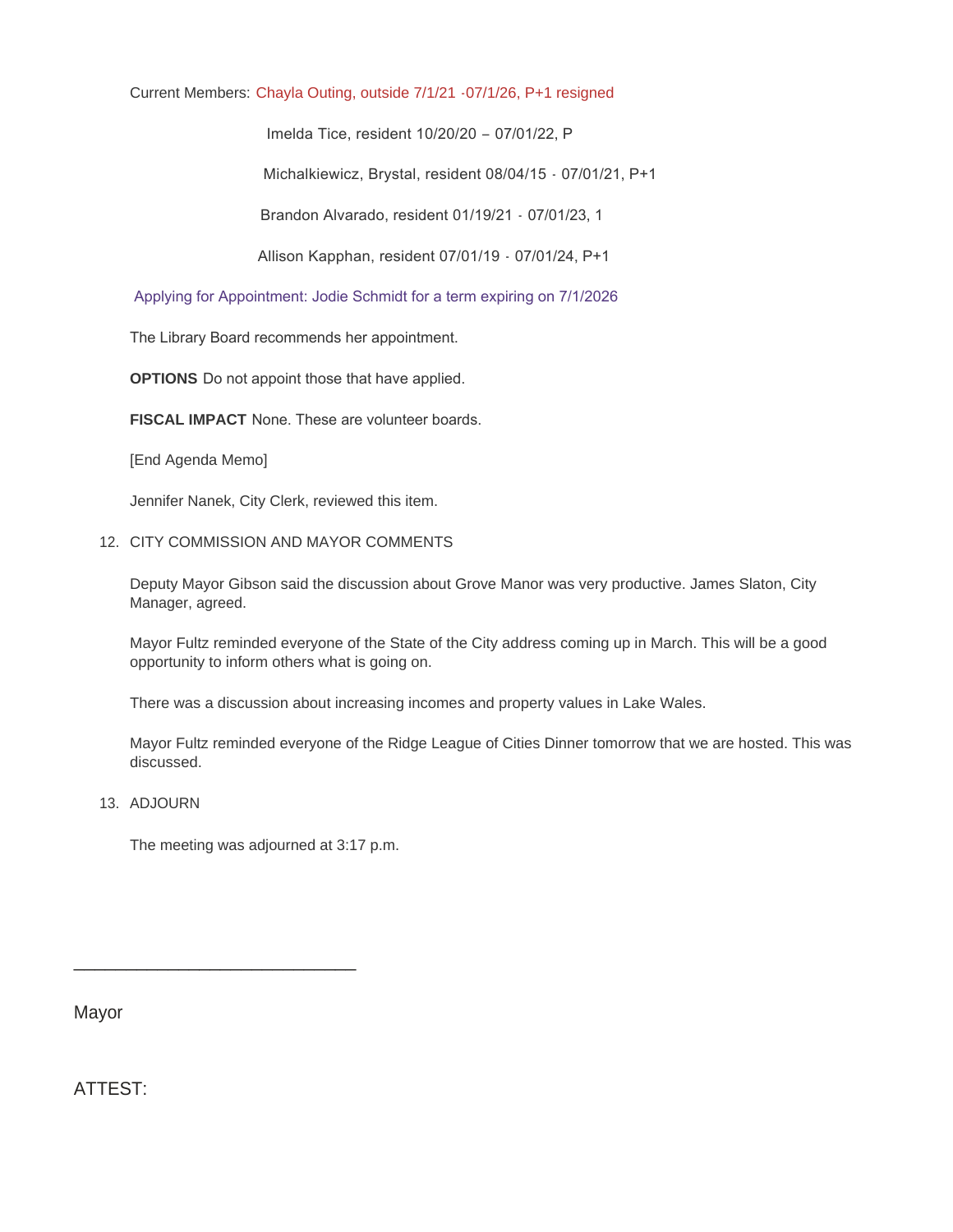Current Members: Chayla Outing, outside 7/1/21 -07/1/26, P+1 resigned

Imelda Tice, resident 10/20/20 – 07/01/22, P

Michalkiewicz, Brystal, resident 08/04/15 - 07/01/21, P+1

Brandon Alvarado, resident 01/19/21 - 07/01/23, 1

Allison Kapphan, resident 07/01/19 - 07/01/24, P+1

Applying for Appointment: Jodie Schmidt for a term expiring on 7/1/2026

The Library Board recommends her appointment.

**OPTIONS** Do not appoint those that have applied.

**FISCAL IMPACT** None. These are volunteer boards.

[End Agenda Memo]

Jennifer Nanek, City Clerk, reviewed this item.

12. CITY COMMISSION AND MAYOR COMMENTS

Deputy Mayor Gibson said the discussion about Grove Manor was very productive. James Slaton, City Manager, agreed.

Mayor Fultz reminded everyone of the State of the City address coming up in March. This will be a good opportunity to inform others what is going on.

There was a discussion about increasing incomes and property values in Lake Wales.

Mayor Fultz reminded everyone of the Ridge League of Cities Dinner tomorrow that we are hosted. This was discussed.

13. ADJOURN

The meeting was adjourned at 3:17 p.m.

______________________________

Mayor

ATTEST: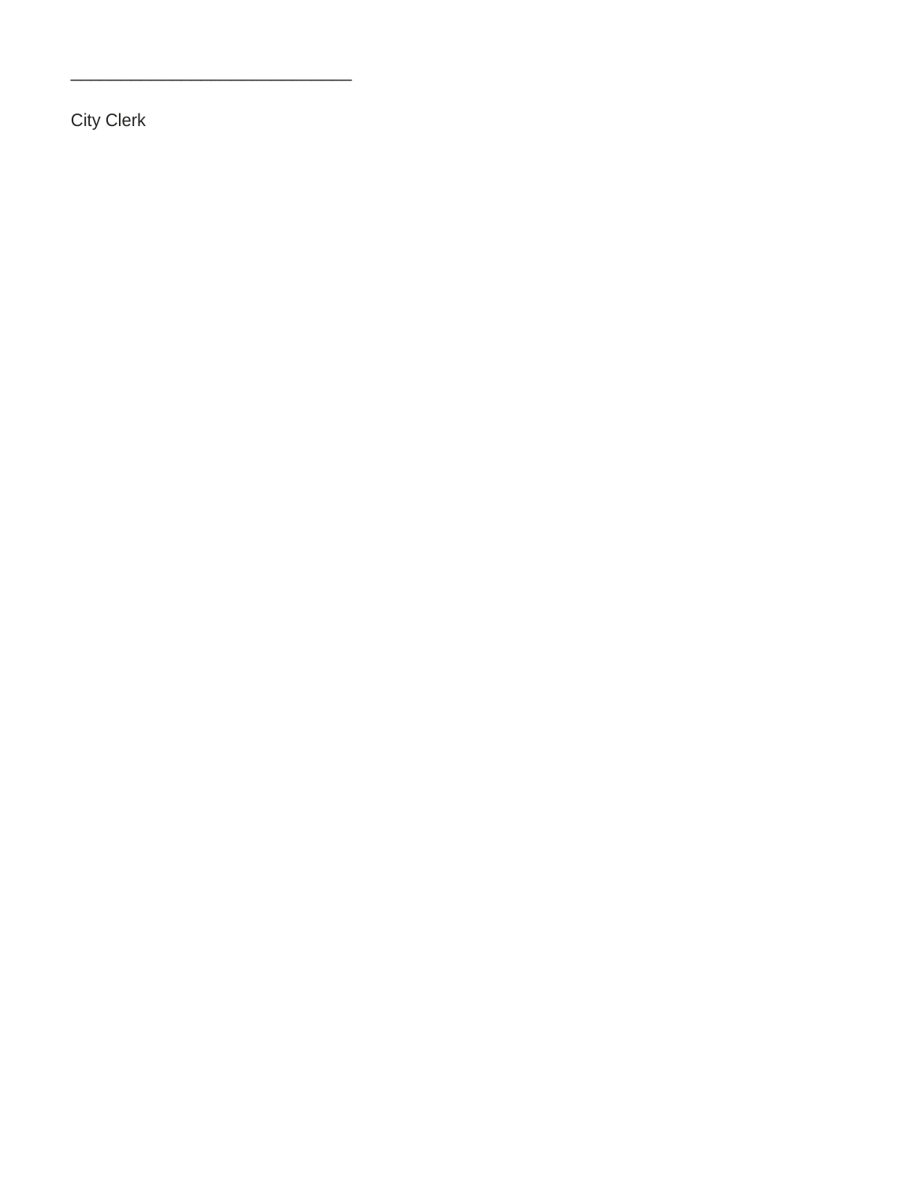______________________________

City Clerk